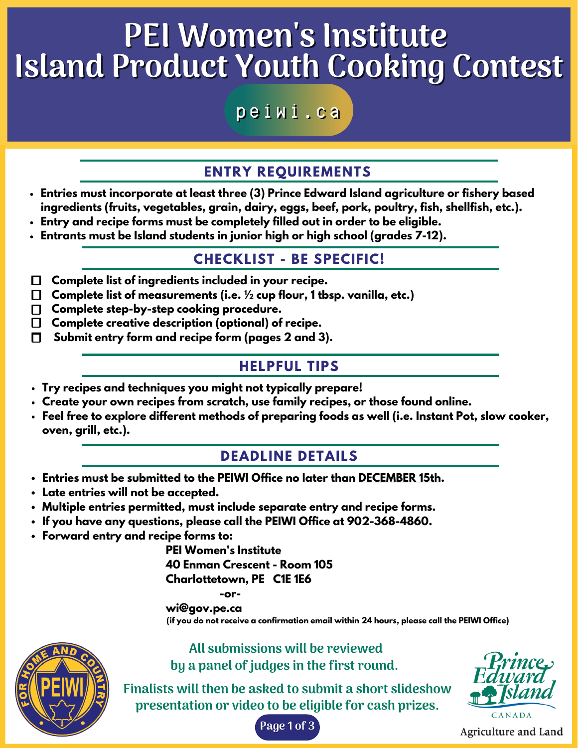# PEI Women's Institute
# Island Product Youth Cooking Contest

peiwi.ca

## ENTRY REQUIREMENTS

- **Entries must incorporate at least three (3) Prince Edward Island agriculture or fishery based ingredients (fruits, vegetables, grain, dairy, eggs, beef, pork, poultry, fish, shellfish, etc.).**
- **Entry and recipe forms must be completely filled out in order to be eligible.**
- **Entrants must be Island students in junior high or high school (grades 7-12).**

## CHECKLIST - BE SPECIFIC!

- ☐ **Complete list of ingredients included in your recipe.**
- ☐ **Complete list of measurements (i.e. ½ cup flour, 1 tbsp. vanilla, etc.)**
- ☐ **Complete step-by-step cooking procedure.**
- ☐ **Complete creative description (optional) of recipe.**
- ☐ **Submit entry form and recipe form (pages 2 and 3).**

## HELPFUL TIPS

- **Try recipes and techniques you might not typically prepare!**
- **Create your own recipes from scratch, use family recipes, or those found online.**
- **Feel free to explore different methods of preparing foods as well (i.e. Instant Pot, slow cooker, oven, grill, etc.).**

## DEADLINE DETAILS

- **Entries must be submitted to the PEIWI Office no later than DECEMBER 15th.**
- **Late entries will not be accepted.**
- **Multiple entries permitted, must include separate entry and recipe forms.**
- **If you have any questions, please call the PEIWI Office at 902-368-4860.**
- **Forward entry and recipe forms to:**

  **PEI Women's Institute**
  **40 Enman Crescent - Room 105**
  **Charlottetown, PE C1E 1E6**
  **-or-**
  **wi@gov.pe.ca**
  **(if you do not receive a confirmation email within 24 hours, please call the PEIWI Office)**

All submissions will be reviewed by a panel of judges in the first round.

Finalists will then be asked to submit a short slideshow presentation or video to be eligible for cash prizes.

PEIWI — For Home and Country

Prince Edward Island Canada — Agriculture and Land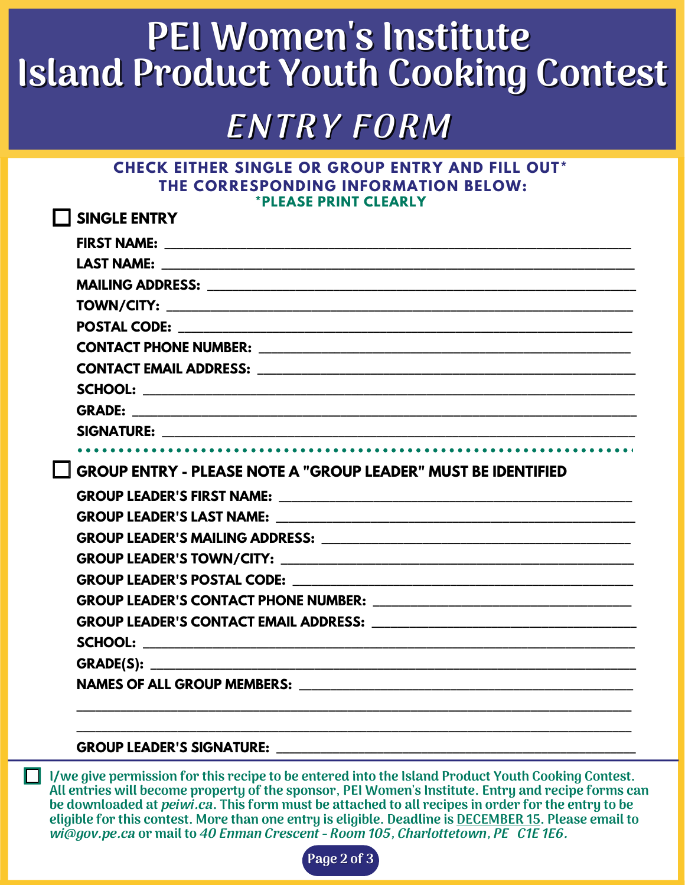# PEI Women's Institute
# Island Product Youth Cooking Contest

## ENTRY FORM

**CHECK EITHER SINGLE OR GROUP ENTRY AND FILL OUT* THE CORRESPONDING INFORMATION BELOW:**

***PLEASE PRINT CLEARLY**

☐ **SINGLE ENTRY**

**FIRST NAME:** ____________________________________________

**LAST NAME:** ____________________________________________

**MAILING ADDRESS:** ____________________________________________

**TOWN/CITY:** ____________________________________________

**POSTAL CODE:** ____________________________________________

**CONTACT PHONE NUMBER:** ____________________________________________

**CONTACT EMAIL ADDRESS:** ____________________________________________

**SCHOOL:** ____________________________________________

**GRADE:** ____________________________________________

**SIGNATURE:** ____________________________________________

☐ **GROUP ENTRY - PLEASE NOTE A "GROUP LEADER" MUST BE IDENTIFIED**

**GROUP LEADER'S FIRST NAME:** ____________________________________________

**GROUP LEADER'S LAST NAME:** ____________________________________________

**GROUP LEADER'S MAILING ADDRESS:** ____________________________________________

**GROUP LEADER'S TOWN/CITY:** ____________________________________________

**GROUP LEADER'S POSTAL CODE:** ____________________________________________

**GROUP LEADER'S CONTACT PHONE NUMBER:** ____________________________________________

**GROUP LEADER'S CONTACT EMAIL ADDRESS:** ____________________________________________

**SCHOOL:** ____________________________________________

**GRADE(S):** ____________________________________________

**NAMES OF ALL GROUP MEMBERS:** ____________________________________________

____________________________________________

____________________________________________

**GROUP LEADER'S SIGNATURE:** ____________________________________________

☐ I/we give permission for this recipe to be entered into the Island Product Youth Cooking Contest. All entries will become property of the sponsor, PEI Women's Institute. Entry and recipe forms can be downloaded at *peiwi.ca*. This form must be attached to all recipes in order for the entry to be eligible for this contest. More than one entry is eligible. Deadline is DECEMBER 15. Please email to *wi@gov.pe.ca* or mail to *40 Enman Crescent - Room 105, Charlottetown, PE C1E 1E6.*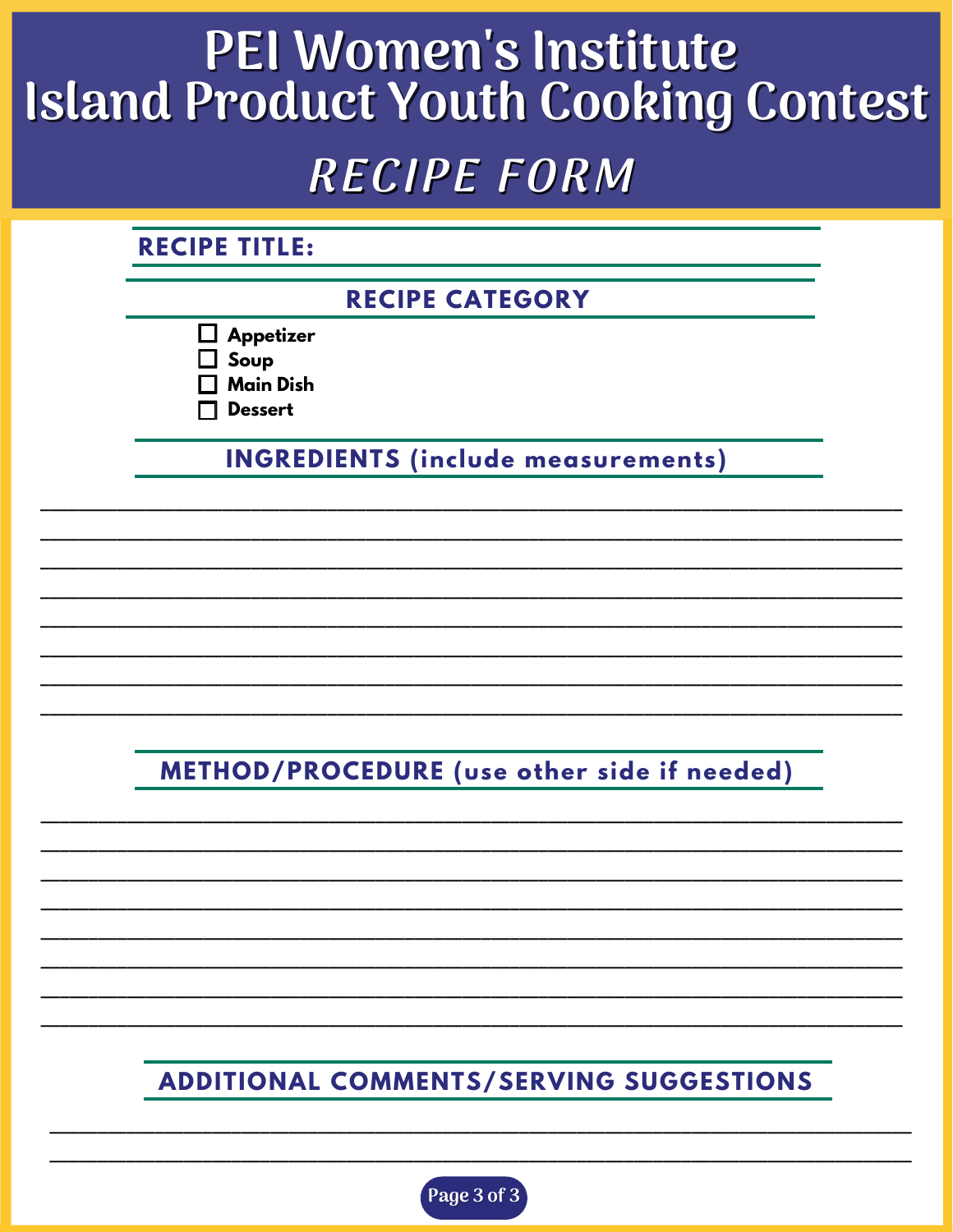# PEI Women's Institute Island Product Youth Cooking Contest

## *RECIPE FORM*

**RECIPE TITLE:**

### RECIPE CATEGORY

- ☐ Appetizer
- ☐ Soup
- ☐ Main Dish
- ☐ Dessert

### INGREDIENTS (include measurements)

________________________________________________________________________
________________________________________________________________________
________________________________________________________________________
________________________________________________________________________
________________________________________________________________________
________________________________________________________________________
________________________________________________________________________
________________________________________________________________________

### METHOD/PROCEDURE (use other side if needed)

________________________________________________________________________
________________________________________________________________________
________________________________________________________________________
________________________________________________________________________
________________________________________________________________________
________________________________________________________________________
________________________________________________________________________
________________________________________________________________________

### ADDITIONAL COMMENTS/SERVING SUGGESTIONS

________________________________________________________________________
________________________________________________________________________